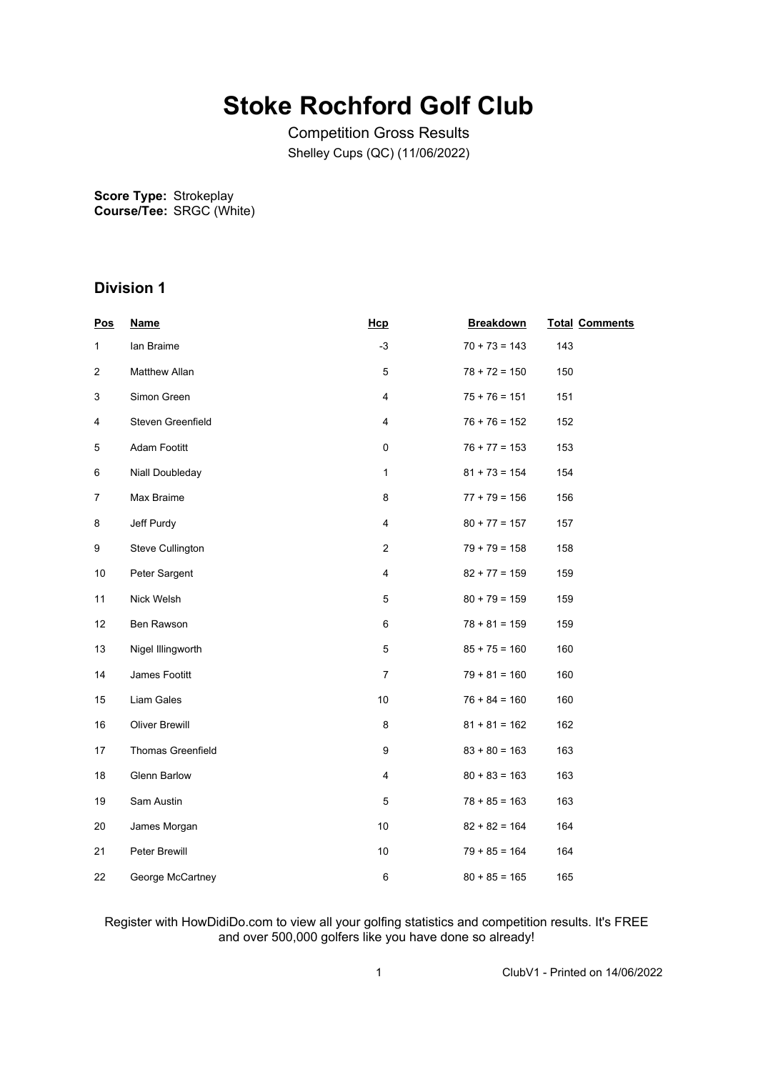# Stoke Rochford Golf Club

Competition Gross Results

Shelley Cups (QC) (11/06/2022)

**Score Type:** Strokeplay
**Course/Tee:** SRGC (White)

## Division 1

| Pos | Name | Hcp | Breakdown | Total | Comments |
|---|---|---|---|---|---|
| 1 | Ian Braime | -3 | 70 + 73 = 143 | 143 | |
| 2 | Matthew Allan | 5 | 78 + 72 = 150 | 150 | |
| 3 | Simon Green | 4 | 75 + 76 = 151 | 151 | |
| 4 | Steven Greenfield | 4 | 76 + 76 = 152 | 152 | |
| 5 | Adam Footitt | 0 | 76 + 77 = 153 | 153 | |
| 6 | Niall Doubleday | 1 | 81 + 73 = 154 | 154 | |
| 7 | Max Braime | 8 | 77 + 79 = 156 | 156 | |
| 8 | Jeff Purdy | 4 | 80 + 77 = 157 | 157 | |
| 9 | Steve Cullington | 2 | 79 + 79 = 158 | 158 | |
| 10 | Peter Sargent | 4 | 82 + 77 = 159 | 159 | |
| 11 | Nick Welsh | 5 | 80 + 79 = 159 | 159 | |
| 12 | Ben Rawson | 6 | 78 + 81 = 159 | 159 | |
| 13 | Nigel Illingworth | 5 | 85 + 75 = 160 | 160 | |
| 14 | James Footitt | 7 | 79 + 81 = 160 | 160 | |
| 15 | Liam Gales | 10 | 76 + 84 = 160 | 160 | |
| 16 | Oliver Brewill | 8 | 81 + 81 = 162 | 162 | |
| 17 | Thomas Greenfield | 9 | 83 + 80 = 163 | 163 | |
| 18 | Glenn Barlow | 4 | 80 + 83 = 163 | 163 | |
| 19 | Sam Austin | 5 | 78 + 85 = 163 | 163 | |
| 20 | James Morgan | 10 | 82 + 82 = 164 | 164 | |
| 21 | Peter Brewill | 10 | 79 + 85 = 164 | 164 | |
| 22 | George McCartney | 6 | 80 + 85 = 165 | 165 | |

Register with HowDidiDo.com to view all your golfing statistics and competition results. It's FREE and over 500,000 golfers like you have done so already!

ClubV1 - Printed on 14/06/2022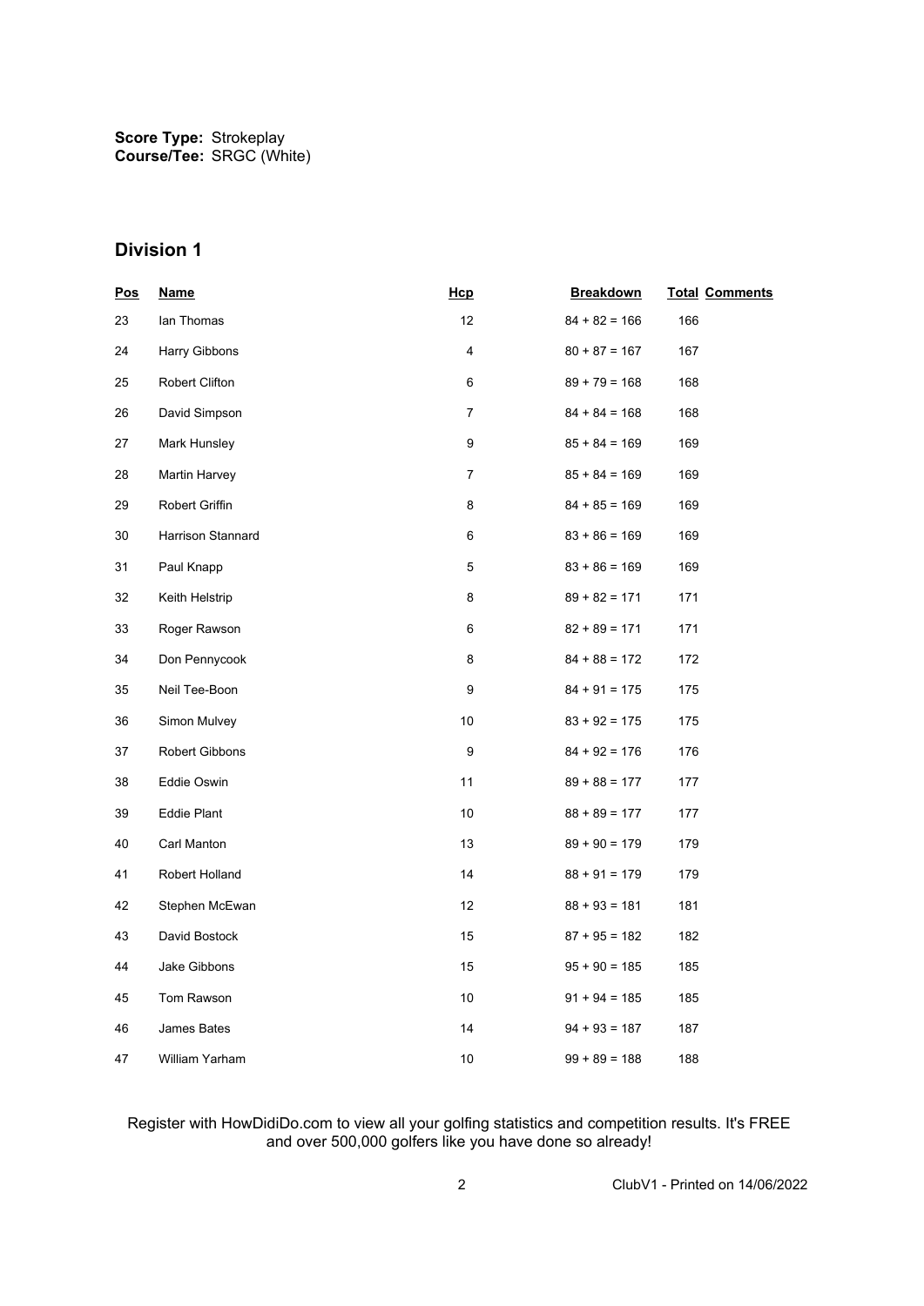**Score Type:** Strokeplay
**Course/Tee:** SRGC (White)

## Division 1

| Pos | Name | Hcp | Breakdown | Total | Comments |
|---|---|---|---|---|---|
| 23 | Ian Thomas | 12 | 84 + 82 = 166 | 166 | |
| 24 | Harry Gibbons | 4 | 80 + 87 = 167 | 167 | |
| 25 | Robert Clifton | 6 | 89 + 79 = 168 | 168 | |
| 26 | David Simpson | 7 | 84 + 84 = 168 | 168 | |
| 27 | Mark Hunsley | 9 | 85 + 84 = 169 | 169 | |
| 28 | Martin Harvey | 7 | 85 + 84 = 169 | 169 | |
| 29 | Robert Griffin | 8 | 84 + 85 = 169 | 169 | |
| 30 | Harrison Stannard | 6 | 83 + 86 = 169 | 169 | |
| 31 | Paul Knapp | 5 | 83 + 86 = 169 | 169 | |
| 32 | Keith Helstrip | 8 | 89 + 82 = 171 | 171 | |
| 33 | Roger Rawson | 6 | 82 + 89 = 171 | 171 | |
| 34 | Don Pennycook | 8 | 84 + 88 = 172 | 172 | |
| 35 | Neil Tee-Boon | 9 | 84 + 91 = 175 | 175 | |
| 36 | Simon Mulvey | 10 | 83 + 92 = 175 | 175 | |
| 37 | Robert Gibbons | 9 | 84 + 92 = 176 | 176 | |
| 38 | Eddie Oswin | 11 | 89 + 88 = 177 | 177 | |
| 39 | Eddie Plant | 10 | 88 + 89 = 177 | 177 | |
| 40 | Carl Manton | 13 | 89 + 90 = 179 | 179 | |
| 41 | Robert Holland | 14 | 88 + 91 = 179 | 179 | |
| 42 | Stephen McEwan | 12 | 88 + 93 = 181 | 181 | |
| 43 | David Bostock | 15 | 87 + 95 = 182 | 182 | |
| 44 | Jake Gibbons | 15 | 95 + 90 = 185 | 185 | |
| 45 | Tom Rawson | 10 | 91 + 94 = 185 | 185 | |
| 46 | James Bates | 14 | 94 + 93 = 187 | 187 | |
| 47 | William Yarham | 10 | 99 + 89 = 188 | 188 | |

Register with HowDidiDo.com to view all your golfing statistics and competition results. It's FREE and over 500,000 golfers like you have done so already!

ClubV1 - Printed on 14/06/2022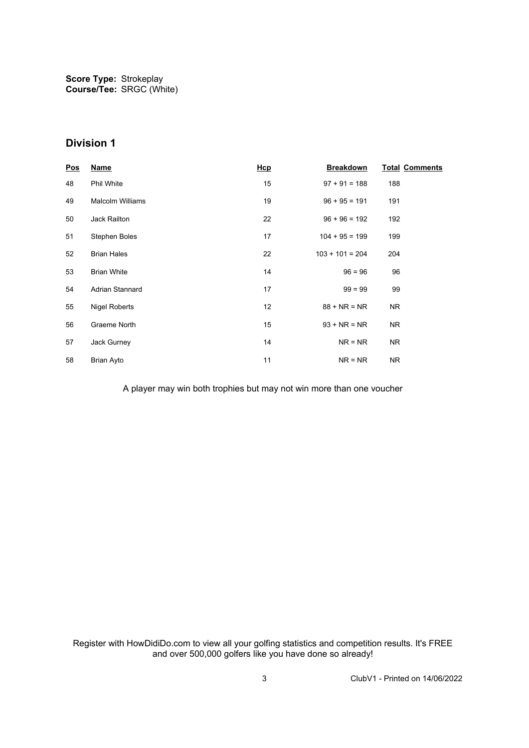**Score Type:** Strokeplay
**Course/Tee:** SRGC (White)

## Division 1

| Pos | Name | Hcp | Breakdown | Total | Comments |
|---|---|---|---|---|---|
| 48 | Phil White | 15 | 97 + 91 = 188 | 188 | |
| 49 | Malcolm Williams | 19 | 96 + 95 = 191 | 191 | |
| 50 | Jack Railton | 22 | 96 + 96 = 192 | 192 | |
| 51 | Stephen Boles | 17 | 104 + 95 = 199 | 199 | |
| 52 | Brian Hales | 22 | 103 + 101 = 204 | 204 | |
| 53 | Brian White | 14 | 96 = 96 | 96 | |
| 54 | Adrian Stannard | 17 | 99 = 99 | 99 | |
| 55 | Nigel Roberts | 12 | 88 + NR = NR | NR | |
| 56 | Graeme North | 15 | 93 + NR = NR | NR | |
| 57 | Jack Gurney | 14 | NR = NR | NR | |
| 58 | Brian Ayto | 11 | NR = NR | NR | |

A player may win both trophies but may not win more than one voucher

Register with HowDidiDo.com to view all your golfing statistics and competition results. It's FREE and over 500,000 golfers like you have done so already!

ClubV1 - Printed on 14/06/2022